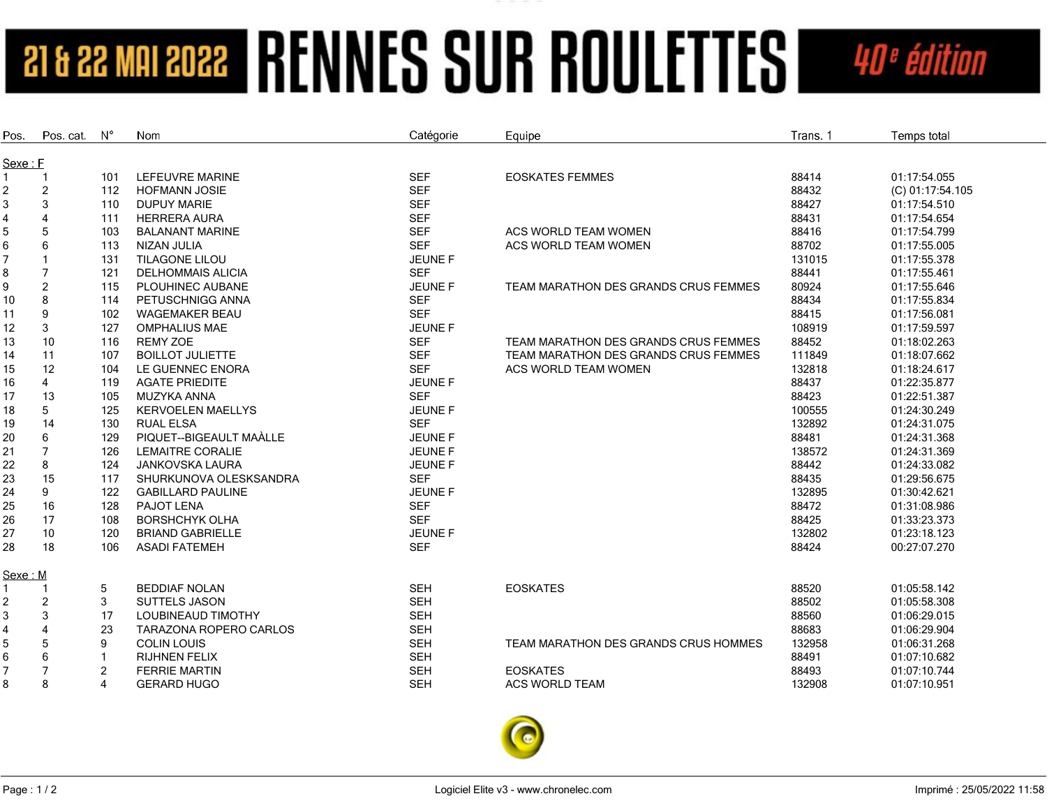# 21 & 22 MAI 2022 RENNES SUR ROULETTES 40e édition

| Pos. | Pos. cat. | N° | Nom | Catégorie | Equipe | Trans. 1 | Temps total |
|---|---|---|---|---|---|---|---|
| **Sexe : F** | | | | | | | |
| 1 | 1 | 101 | LEFEUVRE MARINE | SEF | EOSKATES FEMMES | 88414 | 01:17:54.055 |
| 2 | 2 | 112 | HOFMANN JOSIE | SEF | | 88432 | (C) 01:17:54.105 |
| 3 | 3 | 110 | DUPUY MARIE | SEF | | 88427 | 01:17:54.510 |
| 4 | 4 | 111 | HERRERA AURA | SEF | | 88431 | 01:17:54.654 |
| 5 | 5 | 103 | BALANANT MARINE | SEF | ACS WORLD TEAM WOMEN | 88416 | 01:17:54.799 |
| 6 | 6 | 113 | NIZAN JULIA | SEF | ACS WORLD TEAM WOMEN | 88702 | 01:17:55.005 |
| 7 | 1 | 131 | TILAGONE LILOU | JEUNE F | | 131015 | 01:17:55.378 |
| 8 | 7 | 121 | DELHOMMAIS ALICIA | SEF | | 88441 | 01:17:55.461 |
| 9 | 2 | 115 | PLOUHINEC AUBANE | JEUNE F | TEAM MARATHON DES GRANDS CRUS FEMMES | 80924 | 01:17:55.646 |
| 10 | 8 | 114 | PETUSCHNIGG ANNA | SEF | | 88434 | 01:17:55.834 |
| 11 | 9 | 102 | WAGEMAKER BEAU | SEF | | 88415 | 01:17:56.081 |
| 12 | 3 | 127 | OMPHALIUS MAE | JEUNE F | | 108919 | 01:17:59.597 |
| 13 | 10 | 116 | REMY ZOE | SEF | TEAM MARATHON DES GRANDS CRUS FEMMES | 88452 | 01:18:02.263 |
| 14 | 11 | 107 | BOILLOT JULIETTE | SEF | TEAM MARATHON DES GRANDS CRUS FEMMES | 111849 | 01:18:07.662 |
| 15 | 12 | 104 | LE GUENNEC ENORA | SEF | ACS WORLD TEAM WOMEN | 132818 | 01:18:24.617 |
| 16 | 4 | 119 | AGATE PRIEDITE | JEUNE F | | 88437 | 01:22:35.877 |
| 17 | 13 | 105 | MUZYKA ANNA | SEF | | 88423 | 01:22:51.387 |
| 18 | 5 | 125 | KERVOELEN MAELLYS | JEUNE F | | 100555 | 01:24:30.249 |
| 19 | 14 | 130 | RUAL ELSA | SEF | | 132892 | 01:24:31.075 |
| 20 | 6 | 129 | PIQUET--BIGEAULT MAÀLLE | JEUNE F | | 88481 | 01:24:31.368 |
| 21 | 7 | 126 | LEMAITRE CORALIE | JEUNE F | | 138572 | 01:24:31.369 |
| 22 | 8 | 124 | JANKOVSKA LAURA | JEUNE F | | 88442 | 01:24:33.082 |
| 23 | 15 | 117 | SHURKUNOVA OLESKSANDRA | SEF | | 88435 | 01:29:56.675 |
| 24 | 9 | 122 | GABILLARD PAULINE | JEUNE F | | 132895 | 01:30:42.621 |
| 25 | 16 | 128 | PAJOT LENA | SEF | | 88472 | 01:31:08.986 |
| 26 | 17 | 108 | BORSHCHYK OLHA | SEF | | 88425 | 01:33:23.373 |
| 27 | 10 | 120 | BRIAND GABRIELLE | JEUNE F | | 132802 | 01:23:18.123 |
| 28 | 18 | 106 | ASADI FATEMEH | SEF | | 88424 | 00:27:07.270 |
| **Sexe : M** | | | | | | | |
| 1 | 1 | 5 | BEDDIAF NOLAN | SEH | EOSKATES | 88520 | 01:05:58.142 |
| 2 | 2 | 3 | SUTTELS JASON | SEH | | 88502 | 01:05:58.308 |
| 3 | 3 | 17 | LOUBINEAUD TIMOTHY | SEH | | 88560 | 01:06:29.015 |
| 4 | 4 | 23 | TARAZONA ROPERO CARLOS | SEH | | 88683 | 01:06:29.904 |
| 5 | 5 | 9 | COLIN LOUIS | SEH | TEAM MARATHON DES GRANDS CRUS HOMMES | 132958 | 01:06:31.268 |
| 6 | 6 | 1 | RIJHNEN FELIX | SEH | | 88491 | 01:07:10.682 |
| 7 | 7 | 2 | FERRIE MARTIN | SEH | EOSKATES | 88493 | 01:07:10.744 |
| 8 | 8 | 4 | GERARD HUGO | SEH | ACS WORLD TEAM | 132908 | 01:07:10.951 |

Logiciel Elite v3 - www.chronelec.com

Imprimé : 25/05/2022 11:58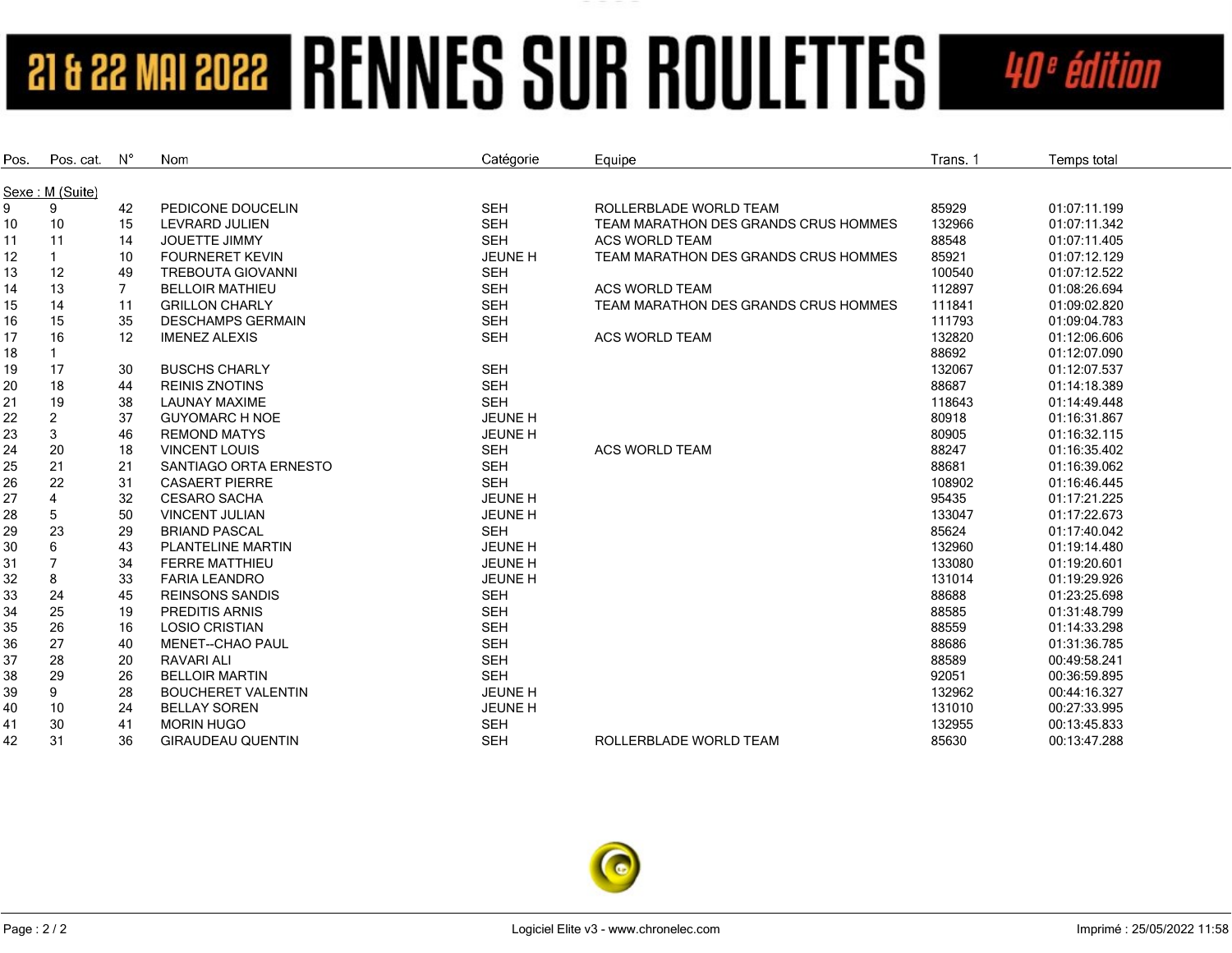# RENNES SUR ROULETTES

21 & 22 MAI 2022 — 40e édition

| Pos. | Pos. cat. | N° | Nom | Catégorie | Equipe | Trans. 1 | Temps total |
|---|---|---|---|---|---|---|---|
| Sexe : M (Suite) | | | | | | | |
| 9 | 9 | 42 | PEDICONE DOUCELIN | SEH | ROLLERBLADE WORLD TEAM | 85929 | 01:07:11.199 |
| 10 | 10 | 15 | LEVRARD JULIEN | SEH | TEAM MARATHON DES GRANDS CRUS HOMMES | 132966 | 01:07:11.342 |
| 11 | 11 | 14 | JOUETTE JIMMY | SEH | ACS WORLD TEAM | 88548 | 01:07:11.405 |
| 12 | 1 | 10 | FOURNERET KEVIN | JEUNE H | TEAM MARATHON DES GRANDS CRUS HOMMES | 85921 | 01:07:12.129 |
| 13 | 12 | 49 | TREBOUTA GIOVANNI | SEH | | 100540 | 01:07:12.522 |
| 14 | 13 | 7 | BELLOIR MATHIEU | SEH | ACS WORLD TEAM | 112897 | 01:08:26.694 |
| 15 | 14 | 11 | GRILLON CHARLY | SEH | TEAM MARATHON DES GRANDS CRUS HOMMES | 111841 | 01:09:02.820 |
| 16 | 15 | 35 | DESCHAMPS GERMAIN | SEH | | 111793 | 01:09:04.783 |
| 17 | 16 | 12 | IMENEZ ALEXIS | SEH | ACS WORLD TEAM | 132820 | 01:12:06.606 |
| 18 | 1 | | | | | 88692 | 01:12:07.090 |
| 19 | 17 | 30 | BUSCHS CHARLY | SEH | | 132067 | 01:12:07.537 |
| 20 | 18 | 44 | REINIS ZNOTINS | SEH | | 88687 | 01:14:18.389 |
| 21 | 19 | 38 | LAUNAY MAXIME | SEH | | 118643 | 01:14:49.448 |
| 22 | 2 | 37 | GUYOMARC H NOE | JEUNE H | | 80918 | 01:16:31.867 |
| 23 | 3 | 46 | REMOND MATYS | JEUNE H | | 80905 | 01:16:32.115 |
| 24 | 20 | 18 | VINCENT LOUIS | SEH | ACS WORLD TEAM | 88247 | 01:16:35.402 |
| 25 | 21 | 21 | SANTIAGO ORTA ERNESTO | SEH | | 88681 | 01:16:39.062 |
| 26 | 22 | 31 | CASAERT PIERRE | SEH | | 108902 | 01:16:46.445 |
| 27 | 4 | 32 | CESARO SACHA | JEUNE H | | 95435 | 01:17:21.225 |
| 28 | 5 | 50 | VINCENT JULIAN | JEUNE H | | 133047 | 01:17:22.673 |
| 29 | 23 | 29 | BRIAND PASCAL | SEH | | 85624 | 01:17:40.042 |
| 30 | 6 | 43 | PLANTELINE MARTIN | JEUNE H | | 132960 | 01:19:14.480 |
| 31 | 7 | 34 | FERRE MATTHIEU | JEUNE H | | 133080 | 01:19:20.601 |
| 32 | 8 | 33 | FARIA LEANDRO | JEUNE H | | 131014 | 01:19:29.926 |
| 33 | 24 | 45 | REINSONS SANDIS | SEH | | 88688 | 01:23:25.698 |
| 34 | 25 | 19 | PREDITIS ARNIS | SEH | | 88585 | 01:31:48.799 |
| 35 | 26 | 16 | LOSIO CRISTIAN | SEH | | 88559 | 01:14:33.298 |
| 36 | 27 | 40 | MENET--CHAO PAUL | SEH | | 88686 | 01:31:36.785 |
| 37 | 28 | 20 | RAVARI ALI | SEH | | 88589 | 00:49:58.241 |
| 38 | 29 | 26 | BELLOIR MARTIN | SEH | | 92051 | 00:36:59.895 |
| 39 | 9 | 28 | BOUCHERET VALENTIN | JEUNE H | | 132962 | 00:44:16.327 |
| 40 | 10 | 24 | BELLAY SOREN | JEUNE H | | 131010 | 00:27:33.995 |
| 41 | 30 | 41 | MORIN HUGO | SEH | | 132955 | 00:13:45.833 |
| 42 | 31 | 36 | GIRAUDEAU QUENTIN | SEH | ROLLERBLADE WORLD TEAM | 85630 | 00:13:47.288 |

Logiciel Elite v3 - www.chronelec.com

Imprimé : 25/05/2022 11:58